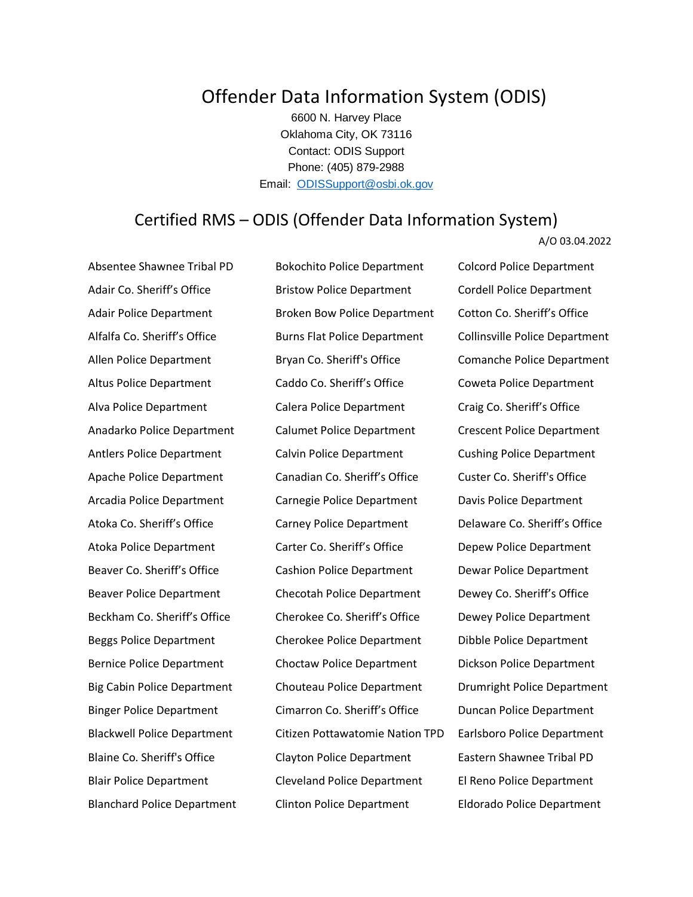# Offender Data Information System (ODIS)

6600 N. Harvey Place
Oklahoma City, OK 73116
Contact: ODIS Support
Phone: (405) 879-2988
Email: ODISSupport@osbi.ok.gov

## Certified RMS – ODIS (Offender Data Information System)

A/O 03.04.2022

Absentee Shawnee Tribal PD
Adair Co. Sheriff's Office
Adair Police Department
Alfalfa Co. Sheriff's Office
Allen Police Department
Altus Police Department
Alva Police Department
Anadarko Police Department
Antlers Police Department
Apache Police Department
Arcadia Police Department
Atoka Co. Sheriff's Office
Atoka Police Department
Beaver Co. Sheriff's Office
Beaver Police Department
Beckham Co. Sheriff's Office
Beggs Police Department
Bernice Police Department
Big Cabin Police Department
Binger Police Department
Blackwell Police Department
Blaine Co. Sheriff's Office
Blair Police Department
Blanchard Police Department
Bokochito Police Department
Bristow Police Department
Broken Bow Police Department
Burns Flat Police Department
Bryan Co. Sheriff's Office
Caddo Co. Sheriff's Office
Calera Police Department
Calumet Police Department
Calvin Police Department
Canadian Co. Sheriff's Office
Carnegie Police Department
Carney Police Department
Carter Co. Sheriff's Office
Cashion Police Department
Checotah Police Department
Cherokee Co. Sheriff's Office
Cherokee Police Department
Choctaw Police Department
Chouteau Police Department
Cimarron Co. Sheriff's Office
Citizen Pottawatomie Nation TPD
Clayton Police Department
Cleveland Police Department
Clinton Police Department
Colcord Police Department
Cordell Police Department
Cotton Co. Sheriff's Office
Collinsville Police Department
Comanche Police Department
Coweta Police Department
Craig Co. Sheriff's Office
Crescent Police Department
Cushing Police Department
Custer Co. Sheriff's Office
Davis Police Department
Delaware Co. Sheriff's Office
Depew Police Department
Dewar Police Department
Dewey Co. Sheriff's Office
Dewey Police Department
Dibble Police Department
Dickson Police Department
Drumright Police Department
Duncan Police Department
Earlsboro Police Department
Eastern Shawnee Tribal PD
El Reno Police Department
Eldorado Police Department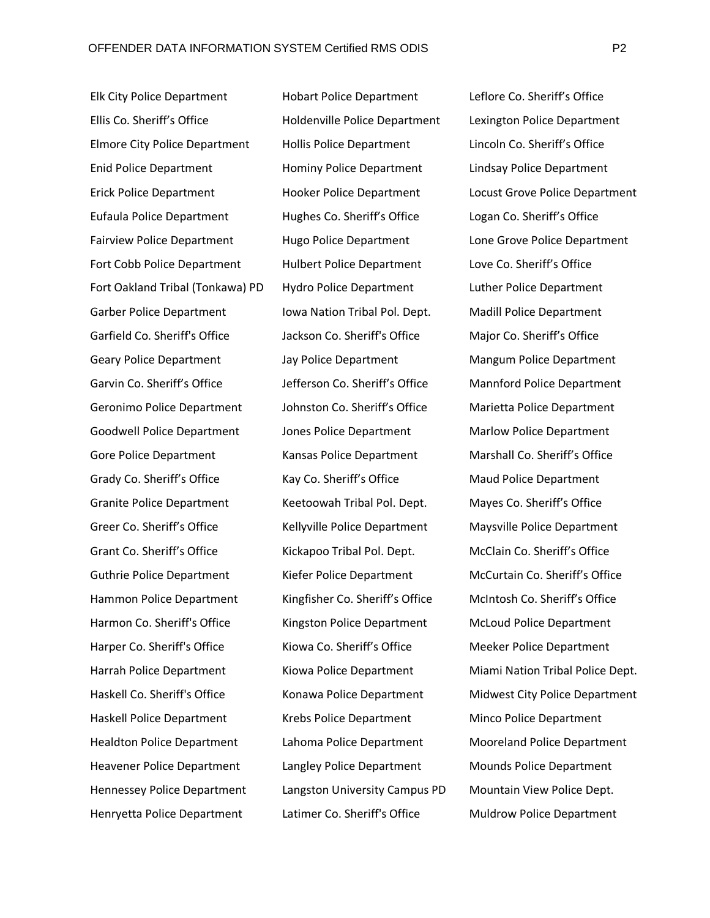Elk City Police Department
Ellis Co. Sheriff's Office
Elmore City Police Department
Enid Police Department
Erick Police Department
Eufaula Police Department
Fairview Police Department
Fort Cobb Police Department
Fort Oakland Tribal (Tonkawa) PD
Garber Police Department
Garfield Co. Sheriff's Office
Geary Police Department
Garvin Co. Sheriff's Office
Geronimo Police Department
Goodwell Police Department
Gore Police Department
Grady Co. Sheriff's Office
Granite Police Department
Greer Co. Sheriff's Office
Grant Co. Sheriff's Office
Guthrie Police Department
Hammon Police Department
Harmon Co. Sheriff's Office
Harper Co. Sheriff's Office
Harrah Police Department
Haskell Co. Sheriff's Office
Haskell Police Department
Healdton Police Department
Heavener Police Department
Hennessey Police Department
Henryetta Police Department
Hobart Police Department
Holdenville Police Department
Hollis Police Department
Hominy Police Department
Hooker Police Department
Hughes Co. Sheriff's Office
Hugo Police Department
Hulbert Police Department
Hydro Police Department
Iowa Nation Tribal Pol. Dept.
Jackson Co. Sheriff's Office
Jay Police Department
Jefferson Co. Sheriff's Office
Johnston Co. Sheriff's Office
Jones Police Department
Kansas Police Department
Kay Co. Sheriff's Office
Keetoowah Tribal Pol. Dept.
Kellyville Police Department
Kickapoo Tribal Pol. Dept.
Kiefer Police Department
Kingfisher Co. Sheriff's Office
Kingston Police Department
Kiowa Co. Sheriff's Office
Kiowa Police Department
Konawa Police Department
Krebs Police Department
Lahoma Police Department
Langley Police Department
Langston University Campus PD
Latimer Co. Sheriff's Office
Leflore Co. Sheriff's Office
Lexington Police Department
Lincoln Co. Sheriff's Office
Lindsay Police Department
Locust Grove Police Department
Logan Co. Sheriff's Office
Lone Grove Police Department
Love Co. Sheriff's Office
Luther Police Department
Madill Police Department
Major Co. Sheriff's Office
Mangum Police Department
Mannford Police Department
Marietta Police Department
Marlow Police Department
Marshall Co. Sheriff's Office
Maud Police Department
Mayes Co. Sheriff's Office
Maysville Police Department
McClain Co. Sheriff's Office
McCurtain Co. Sheriff's Office
McIntosh Co. Sheriff's Office
McLoud Police Department
Meeker Police Department
Miami Nation Tribal Police Dept.
Midwest City Police Department
Minco Police Department
Mooreland Police Department
Mounds Police Department
Mountain View Police Dept.
Muldrow Police Department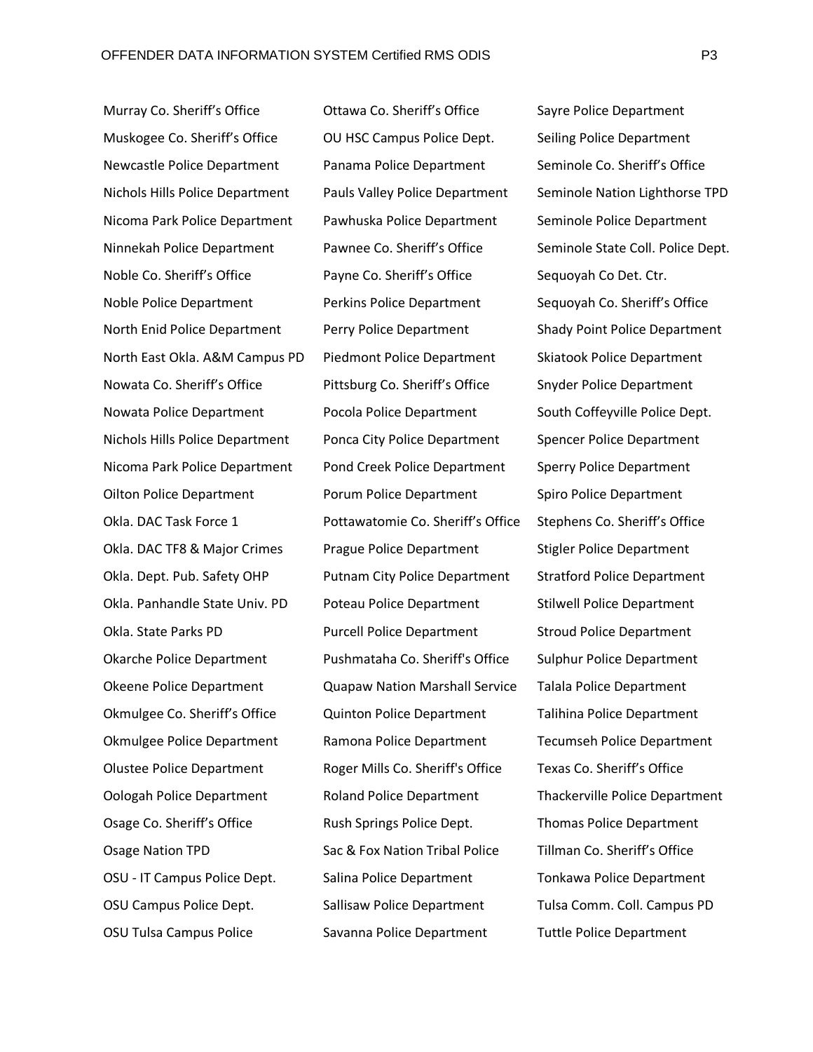Murray Co. Sheriff’s Office
Muskogee Co. Sheriff’s Office
Newcastle Police Department
Nichols Hills Police Department
Nicoma Park Police Department
Ninnekah Police Department
Noble Co. Sheriff’s Office
Noble Police Department
North Enid Police Department
North East Okla. A&M Campus PD
Nowata Co. Sheriff’s Office
Nowata Police Department
Nichols Hills Police Department
Nicoma Park Police Department
Oilton Police Department
Okla. DAC Task Force 1
Okla. DAC TF8 & Major Crimes
Okla. Dept. Pub. Safety OHP
Okla. Panhandle State Univ. PD
Okla. State Parks PD
Okarche Police Department
Okeene Police Department
Okmulgee Co. Sheriff’s Office
Okmulgee Police Department
Olustee Police Department
Oologah Police Department
Osage Co. Sheriff’s Office
Osage Nation TPD
OSU - IT Campus Police Dept.
OSU Campus Police Dept.
OSU Tulsa Campus Police

Ottawa Co. Sheriff’s Office
OU HSC Campus Police Dept.
Panama Police Department
Pauls Valley Police Department
Pawhuska Police Department
Pawnee Co. Sheriff’s Office
Payne Co. Sheriff’s Office
Perkins Police Department
Perry Police Department
Piedmont Police Department
Pittsburg Co. Sheriff’s Office
Pocola Police Department
Ponca City Police Department
Pond Creek Police Department
Porum Police Department
Pottawatomie Co. Sheriff’s Office
Prague Police Department
Putnam City Police Department
Poteau Police Department
Purcell Police Department
Pushmataha Co. Sheriff's Office
Quapaw Nation Marshall Service
Quinton Police Department
Ramona Police Department
Roger Mills Co. Sheriff's Office
Roland Police Department
Rush Springs Police Dept.
Sac & Fox Nation Tribal Police
Salina Police Department
Sallisaw Police Department
Savanna Police Department

Sayre Police Department
Seiling Police Department
Seminole Co. Sheriff’s Office
Seminole Nation Lighthorse TPD
Seminole Police Department
Seminole State Coll. Police Dept.
Sequoyah Co Det. Ctr.
Sequoyah Co. Sheriff’s Office
Shady Point Police Department
Skiatook Police Department
Snyder Police Department
South Coffeyville Police Dept.
Spencer Police Department
Sperry Police Department
Spiro Police Department
Stephens Co. Sheriff’s Office
Stigler Police Department
Stratford Police Department
Stilwell Police Department
Stroud Police Department
Sulphur Police Department
Talala Police Department
Talihina Police Department
Tecumseh Police Department
Texas Co. Sheriff’s Office
Thackerville Police Department
Thomas Police Department
Tillman Co. Sheriff’s Office
Tonkawa Police Department
Tulsa Comm. Coll. Campus PD
Tuttle Police Department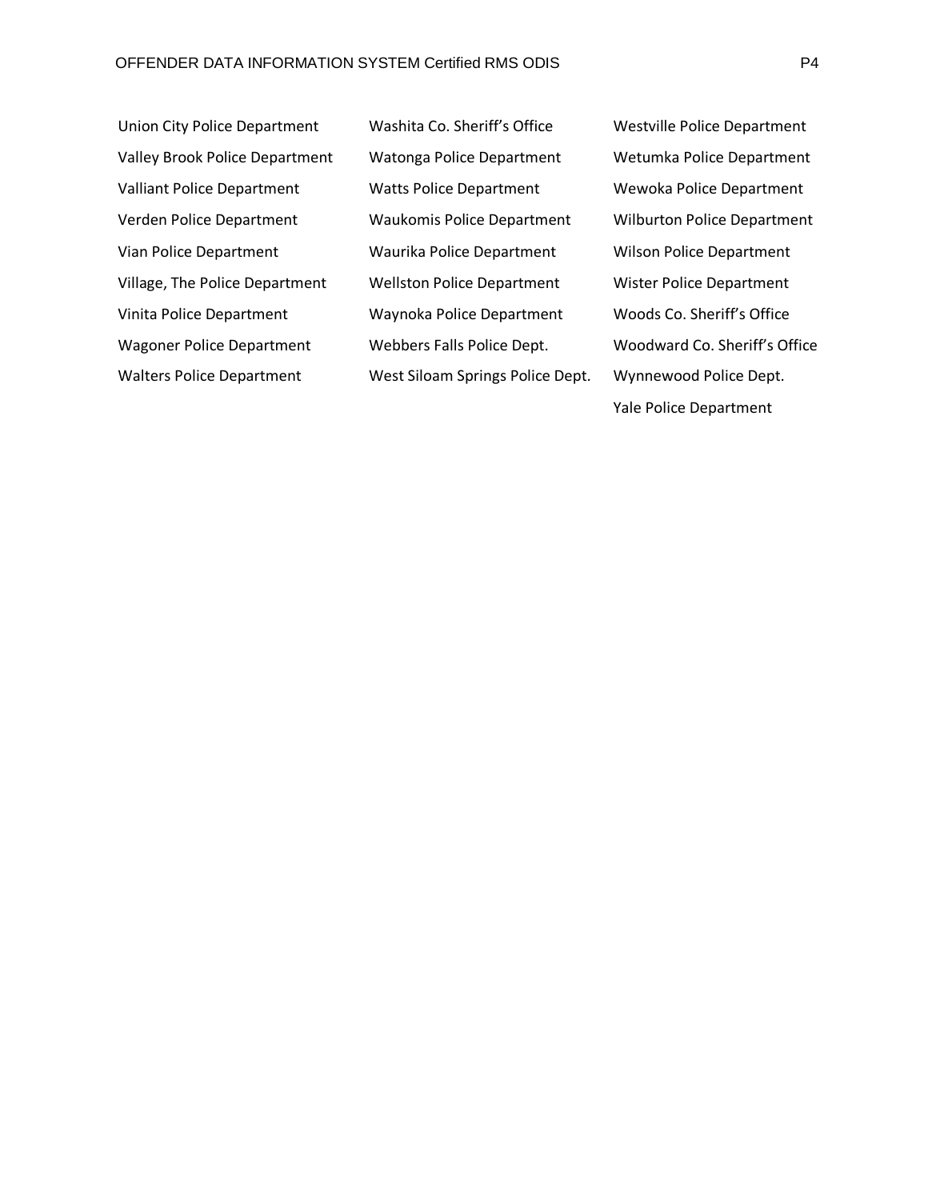Union City Police Department
Valley Brook Police Department
Valliant Police Department
Verden Police Department
Vian Police Department
Village, The Police Department
Vinita Police Department
Wagoner Police Department
Walters Police Department
Washita Co. Sheriff's Office
Watonga Police Department
Watts Police Department
Waukomis Police Department
Waurika Police Department
Wellston Police Department
Waynoka Police Department
Webbers Falls Police Dept.
West Siloam Springs Police Dept.
Westville Police Department
Wetumka Police Department
Wewoka Police Department
Wilburton Police Department
Wilson Police Department
Wister Police Department
Woods Co. Sheriff's Office
Woodward Co. Sheriff's Office
Wynnewood Police Dept.
Yale Police Department